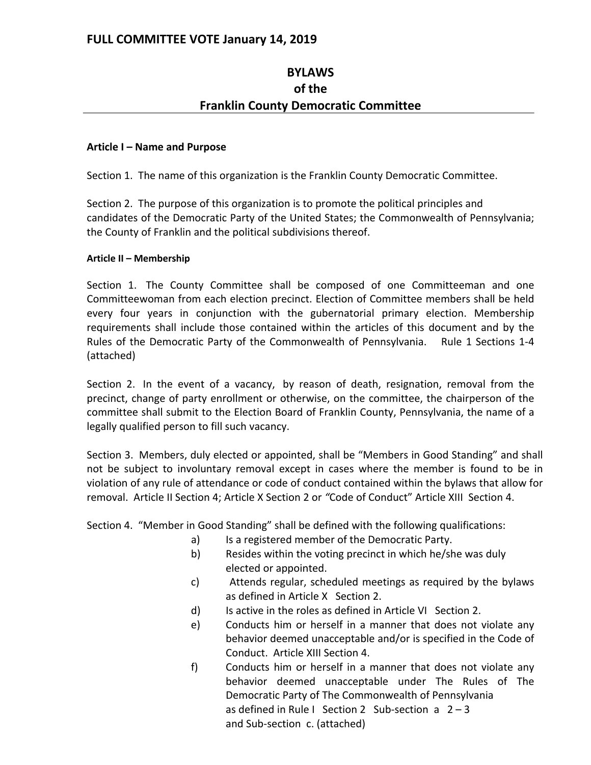**FULL COMMITTEE VOTE January 14, 2019**

# BYLAWS
# of the
# Franklin County Democratic Committee

---

### Article I – Name and Purpose

Section 1. The name of this organization is the Franklin County Democratic Committee.

Section 2. The purpose of this organization is to promote the political principles and candidates of the Democratic Party of the United States; the Commonwealth of Pennsylvania; the County of Franklin and the political subdivisions thereof.

### Article II – Membership

Section 1. The County Committee shall be composed of one Committeeman and one Committeewoman from each election precinct. Election of Committee members shall be held every four years in conjunction with the gubernatorial primary election. Membership requirements shall include those contained within the articles of this document and by the Rules of the Democratic Party of the Commonwealth of Pennsylvania. Rule 1 Sections 1-4 (attached)

Section 2. In the event of a vacancy, by reason of death, resignation, removal from the precinct, change of party enrollment or otherwise, on the committee, the chairperson of the committee shall submit to the Election Board of Franklin County, Pennsylvania, the name of a legally qualified person to fill such vacancy.

Section 3. Members, duly elected or appointed, shall be "Members in Good Standing" and shall not be subject to involuntary removal except in cases where the member is found to be in violation of any rule of attendance or code of conduct contained within the bylaws that allow for removal. Article II Section 4; Article X Section 2 or *"Code of Conduct"* Article XIII Section 4.

Section 4. "Member in Good Standing" shall be defined with the following qualifications:

- a) Is a registered member of the Democratic Party.
- b) Resides within the voting precinct in which he/she was duly elected or appointed.
- c) Attends regular, scheduled meetings as required by the bylaws as defined in Article X Section 2.
- d) Is active in the roles as defined in Article VI Section 2.
- e) Conducts him or herself in a manner that does not violate any behavior deemed unacceptable and/or is specified in the Code of Conduct. Article XIII Section 4.
- f) Conducts him or herself in a manner that does not violate any behavior deemed unacceptable under The Rules of The Democratic Party of The Commonwealth of Pennsylvania as defined in Rule I Section 2 Sub-section a 2 – 3 and Sub-section c. (attached)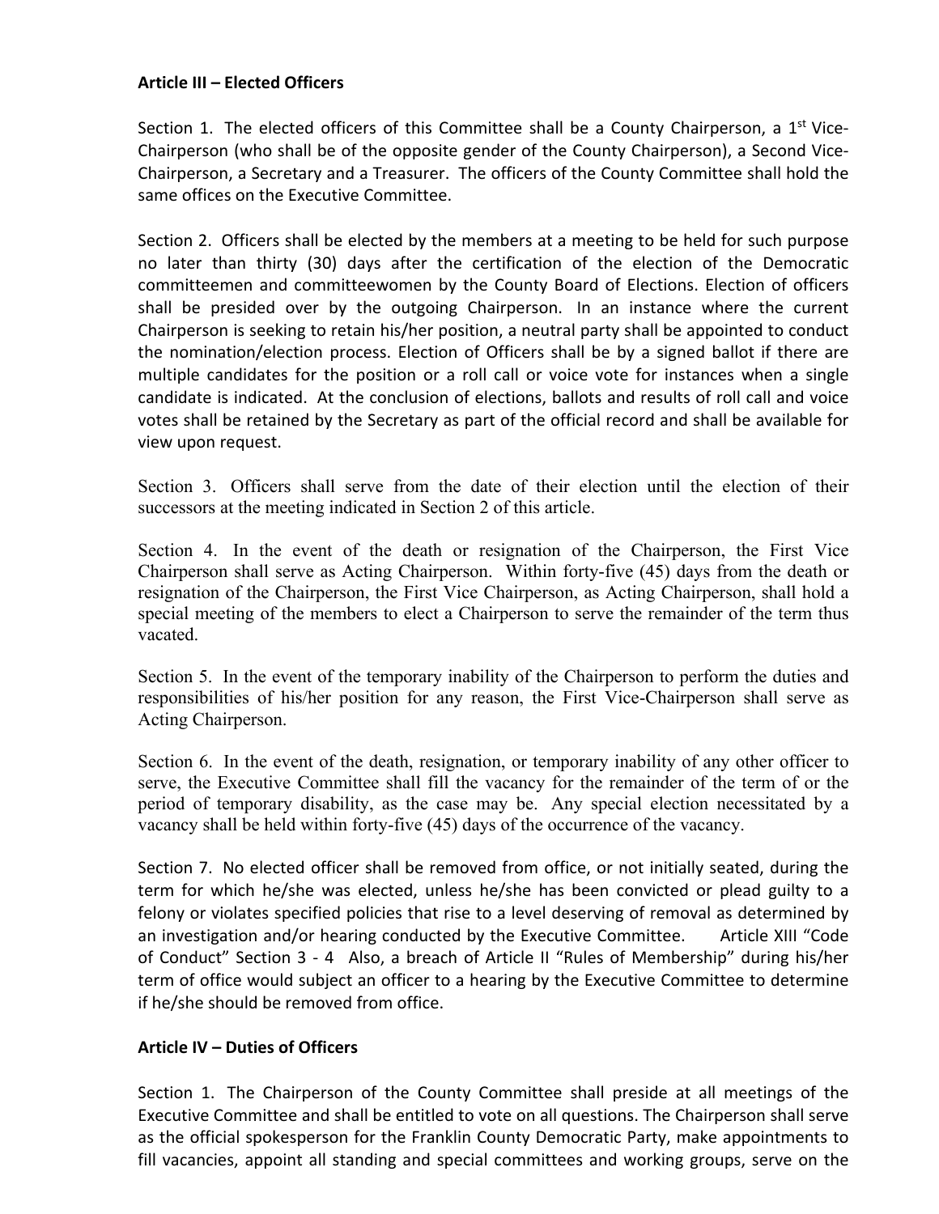**Article III – Elected Officers**

Section 1. The elected officers of this Committee shall be a County Chairperson, a 1st Vice-Chairperson (who shall be of the opposite gender of the County Chairperson), a Second Vice-Chairperson, a Secretary and a Treasurer. The officers of the County Committee shall hold the same offices on the Executive Committee.

Section 2. Officers shall be elected by the members at a meeting to be held for such purpose no later than thirty (30) days after the certification of the election of the Democratic committeemen and committeewomen by the County Board of Elections. Election of officers shall be presided over by the outgoing Chairperson. In an instance where the current Chairperson is seeking to retain his/her position, a neutral party shall be appointed to conduct the nomination/election process. Election of Officers shall be by a signed ballot if there are multiple candidates for the position or a roll call or voice vote for instances when a single candidate is indicated. At the conclusion of elections, ballots and results of roll call and voice votes shall be retained by the Secretary as part of the official record and shall be available for view upon request.

Section 3. Officers shall serve from the date of their election until the election of their successors at the meeting indicated in Section 2 of this article.

Section 4. In the event of the death or resignation of the Chairperson, the First Vice Chairperson shall serve as Acting Chairperson. Within forty-five (45) days from the death or resignation of the Chairperson, the First Vice Chairperson, as Acting Chairperson, shall hold a special meeting of the members to elect a Chairperson to serve the remainder of the term thus vacated.

Section 5. In the event of the temporary inability of the Chairperson to perform the duties and responsibilities of his/her position for any reason, the First Vice-Chairperson shall serve as Acting Chairperson.

Section 6. In the event of the death, resignation, or temporary inability of any other officer to serve, the Executive Committee shall fill the vacancy for the remainder of the term of or the period of temporary disability, as the case may be. Any special election necessitated by a vacancy shall be held within forty-five (45) days of the occurrence of the vacancy.

Section 7. No elected officer shall be removed from office, or not initially seated, during the term for which he/she was elected, unless he/she has been convicted or plead guilty to a felony or violates specified policies that rise to a level deserving of removal as determined by an investigation and/or hearing conducted by the Executive Committee. Article XIII "Code of Conduct" Section 3 - 4 Also, a breach of Article II "Rules of Membership" during his/her term of office would subject an officer to a hearing by the Executive Committee to determine if he/she should be removed from office.

**Article IV – Duties of Officers**

Section 1. The Chairperson of the County Committee shall preside at all meetings of the Executive Committee and shall be entitled to vote on all questions. The Chairperson shall serve as the official spokesperson for the Franklin County Democratic Party, make appointments to fill vacancies, appoint all standing and special committees and working groups, serve on the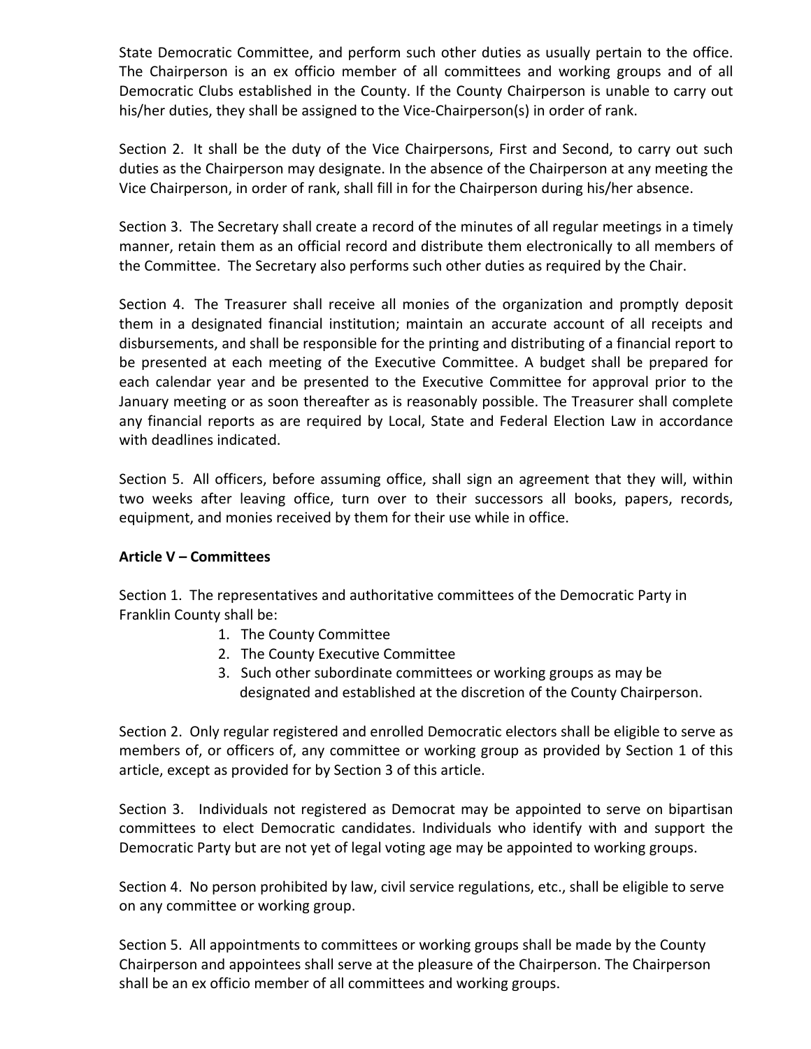State Democratic Committee, and perform such other duties as usually pertain to the office. The Chairperson is an ex officio member of all committees and working groups and of all Democratic Clubs established in the County. If the County Chairperson is unable to carry out his/her duties, they shall be assigned to the Vice-Chairperson(s) in order of rank.

Section 2. It shall be the duty of the Vice Chairpersons, First and Second, to carry out such duties as the Chairperson may designate. In the absence of the Chairperson at any meeting the Vice Chairperson, in order of rank, shall fill in for the Chairperson during his/her absence.

Section 3. The Secretary shall create a record of the minutes of all regular meetings in a timely manner, retain them as an official record and distribute them electronically to all members of the Committee. The Secretary also performs such other duties as required by the Chair.

Section 4. The Treasurer shall receive all monies of the organization and promptly deposit them in a designated financial institution; maintain an accurate account of all receipts and disbursements, and shall be responsible for the printing and distributing of a financial report to be presented at each meeting of the Executive Committee. A budget shall be prepared for each calendar year and be presented to the Executive Committee for approval prior to the January meeting or as soon thereafter as is reasonably possible. The Treasurer shall complete any financial reports as are required by Local, State and Federal Election Law in accordance with deadlines indicated.

Section 5. All officers, before assuming office, shall sign an agreement that they will, within two weeks after leaving office, turn over to their successors all books, papers, records, equipment, and monies received by them for their use while in office.

**Article V – Committees**

Section 1. The representatives and authoritative committees of the Democratic Party in Franklin County shall be:

1. The County Committee
2. The County Executive Committee
3. Such other subordinate committees or working groups as may be designated and established at the discretion of the County Chairperson.

Section 2. Only regular registered and enrolled Democratic electors shall be eligible to serve as members of, or officers of, any committee or working group as provided by Section 1 of this article, except as provided for by Section 3 of this article.

Section 3. Individuals not registered as Democrat may be appointed to serve on bipartisan committees to elect Democratic candidates. Individuals who identify with and support the Democratic Party but are not yet of legal voting age may be appointed to working groups.

Section 4. No person prohibited by law, civil service regulations, etc., shall be eligible to serve on any committee or working group.

Section 5. All appointments to committees or working groups shall be made by the County Chairperson and appointees shall serve at the pleasure of the Chairperson. The Chairperson shall be an ex officio member of all committees and working groups.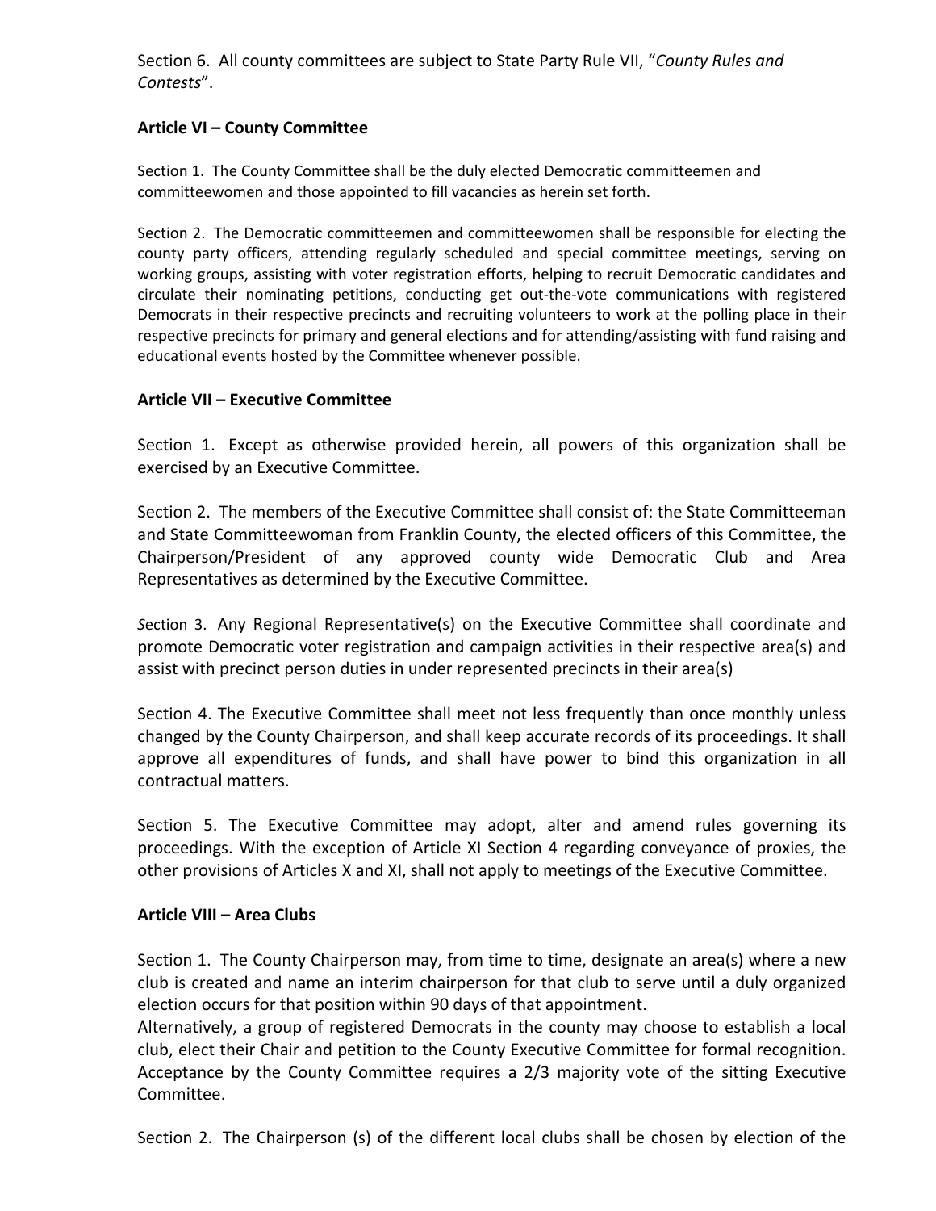Section 6. All county committees are subject to State Party Rule VII, "*County Rules and Contests*".

**Article VI – County Committee**

Section 1. The County Committee shall be the duly elected Democratic committeemen and committeewomen and those appointed to fill vacancies as herein set forth.

Section 2. The Democratic committeemen and committeewomen shall be responsible for electing the county party officers, attending regularly scheduled and special committee meetings, serving on working groups, assisting with voter registration efforts, helping to recruit Democratic candidates and circulate their nominating petitions, conducting get out-the-vote communications with registered Democrats in their respective precincts and recruiting volunteers to work at the polling place in their respective precincts for primary and general elections and for attending/assisting with fund raising and educational events hosted by the Committee whenever possible.

**Article VII – Executive Committee**

Section 1. Except as otherwise provided herein, all powers of this organization shall be exercised by an Executive Committee.

Section 2. The members of the Executive Committee shall consist of: the State Committeeman and State Committeewoman from Franklin County, the elected officers of this Committee, the Chairperson/President of any approved county wide Democratic Club and Area Representatives as determined by the Executive Committee.

*S*ection 3. Any Regional Representative(s) on the Executive Committee shall coordinate and promote Democratic voter registration and campaign activities in their respective area(s) and assist with precinct person duties in under represented precincts in their area(s)

Section 4. The Executive Committee shall meet not less frequently than once monthly unless changed by the County Chairperson, and shall keep accurate records of its proceedings. It shall approve all expenditures of funds, and shall have power to bind this organization in all contractual matters.

Section 5. The Executive Committee may adopt, alter and amend rules governing its proceedings. With the exception of Article XI Section 4 regarding conveyance of proxies, the other provisions of Articles X and XI, shall not apply to meetings of the Executive Committee.

**Article VIII – Area Clubs**

Section 1. The County Chairperson may, from time to time, designate an area(s) where a new club is created and name an interim chairperson for that club to serve until a duly organized election occurs for that position within 90 days of that appointment.
Alternatively, a group of registered Democrats in the county may choose to establish a local club, elect their Chair and petition to the County Executive Committee for formal recognition. Acceptance by the County Committee requires a 2/3 majority vote of the sitting Executive Committee.

Section 2. The Chairperson (s) of the different local clubs shall be chosen by election of the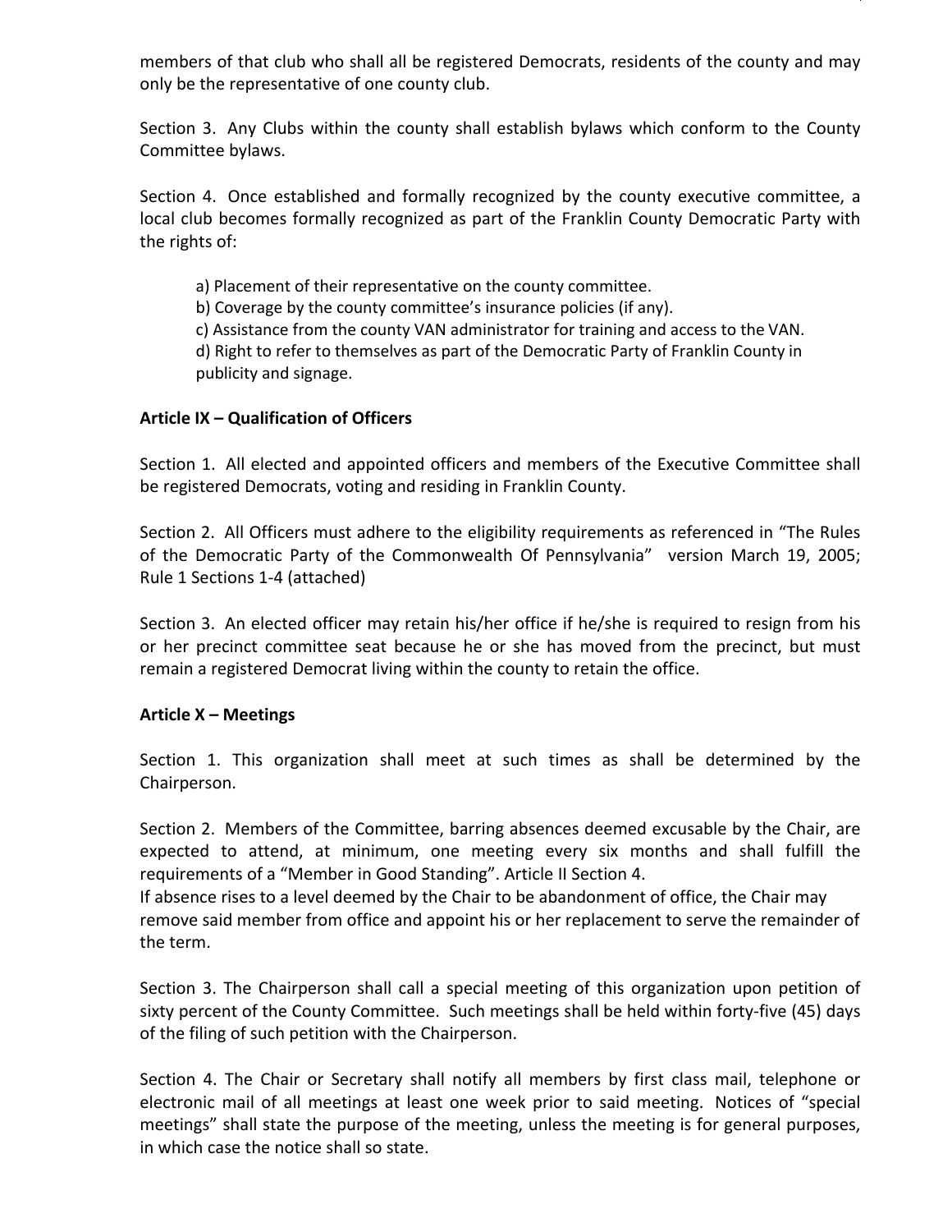members of that club who shall all be registered Democrats, residents of the county and may only be the representative of one county club.

Section 3. Any Clubs within the county shall establish bylaws which conform to the County Committee bylaws.

Section 4. Once established and formally recognized by the county executive committee, a local club becomes formally recognized as part of the Franklin County Democratic Party with the rights of:

a) Placement of their representative on the county committee.
b) Coverage by the county committee's insurance policies (if any).
c) Assistance from the county VAN administrator for training and access to the VAN.
d) Right to refer to themselves as part of the Democratic Party of Franklin County in publicity and signage.

**Article IX – Qualification of Officers**

Section 1. All elected and appointed officers and members of the Executive Committee shall be registered Democrats, voting and residing in Franklin County.

Section 2. All Officers must adhere to the eligibility requirements as referenced in "The Rules of the Democratic Party of the Commonwealth Of Pennsylvania" version March 19, 2005; Rule 1 Sections 1-4 (attached)

Section 3. An elected officer may retain his/her office if he/she is required to resign from his or her precinct committee seat because he or she has moved from the precinct, but must remain a registered Democrat living within the county to retain the office.

**Article X – Meetings**

Section 1. This organization shall meet at such times as shall be determined by the Chairperson.

Section 2. Members of the Committee, barring absences deemed excusable by the Chair, are expected to attend, at minimum, one meeting every six months and shall fulfill the requirements of a "Member in Good Standing". Article II Section 4.
If absence rises to a level deemed by the Chair to be abandonment of office, the Chair may remove said member from office and appoint his or her replacement to serve the remainder of the term.

Section 3. The Chairperson shall call a special meeting of this organization upon petition of sixty percent of the County Committee. Such meetings shall be held within forty-five (45) days of the filing of such petition with the Chairperson.

Section 4. The Chair or Secretary shall notify all members by first class mail, telephone or electronic mail of all meetings at least one week prior to said meeting. Notices of "special meetings" shall state the purpose of the meeting, unless the meeting is for general purposes, in which case the notice shall so state.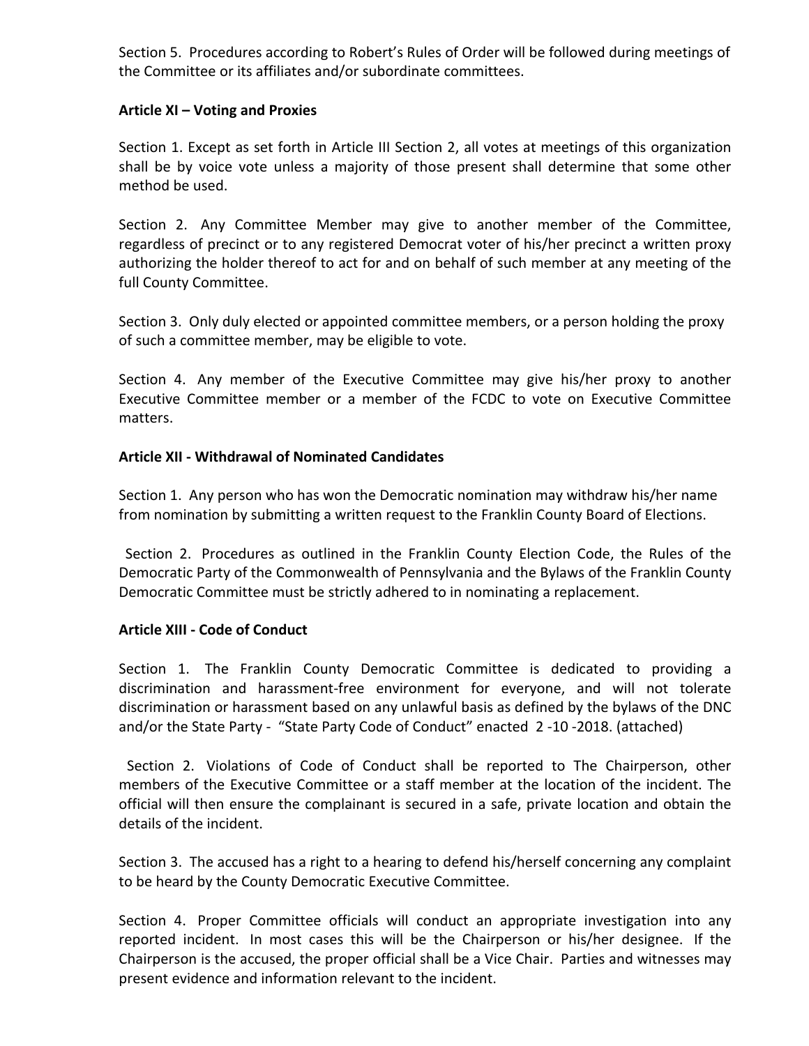Section 5. Procedures according to Robert's Rules of Order will be followed during meetings of the Committee or its affiliates and/or subordinate committees.

**Article XI – Voting and Proxies**

Section 1. Except as set forth in Article III Section 2, all votes at meetings of this organization shall be by voice vote unless a majority of those present shall determine that some other method be used.

Section 2. Any Committee Member may give to another member of the Committee, regardless of precinct or to any registered Democrat voter of his/her precinct a written proxy authorizing the holder thereof to act for and on behalf of such member at any meeting of the full County Committee.

Section 3. Only duly elected or appointed committee members, or a person holding the proxy of such a committee member, may be eligible to vote.

Section 4. Any member of the Executive Committee may give his/her proxy to another Executive Committee member or a member of the FCDC to vote on Executive Committee matters.

**Article XII - Withdrawal of Nominated Candidates**

Section 1. Any person who has won the Democratic nomination may withdraw his/her name from nomination by submitting a written request to the Franklin County Board of Elections.

Section 2. Procedures as outlined in the Franklin County Election Code, the Rules of the Democratic Party of the Commonwealth of Pennsylvania and the Bylaws of the Franklin County Democratic Committee must be strictly adhered to in nominating a replacement.

**Article XIII - Code of Conduct**

Section 1. The Franklin County Democratic Committee is dedicated to providing a discrimination and harassment-free environment for everyone, and will not tolerate discrimination or harassment based on any unlawful basis as defined by the bylaws of the DNC and/or the State Party - "State Party Code of Conduct" enacted 2 -10 -2018. (attached)

Section 2. Violations of Code of Conduct shall be reported to The Chairperson, other members of the Executive Committee or a staff member at the location of the incident. The official will then ensure the complainant is secured in a safe, private location and obtain the details of the incident.

Section 3. The accused has a right to a hearing to defend his/herself concerning any complaint to be heard by the County Democratic Executive Committee.

Section 4. Proper Committee officials will conduct an appropriate investigation into any reported incident. In most cases this will be the Chairperson or his/her designee. If the Chairperson is the accused, the proper official shall be a Vice Chair. Parties and witnesses may present evidence and information relevant to the incident.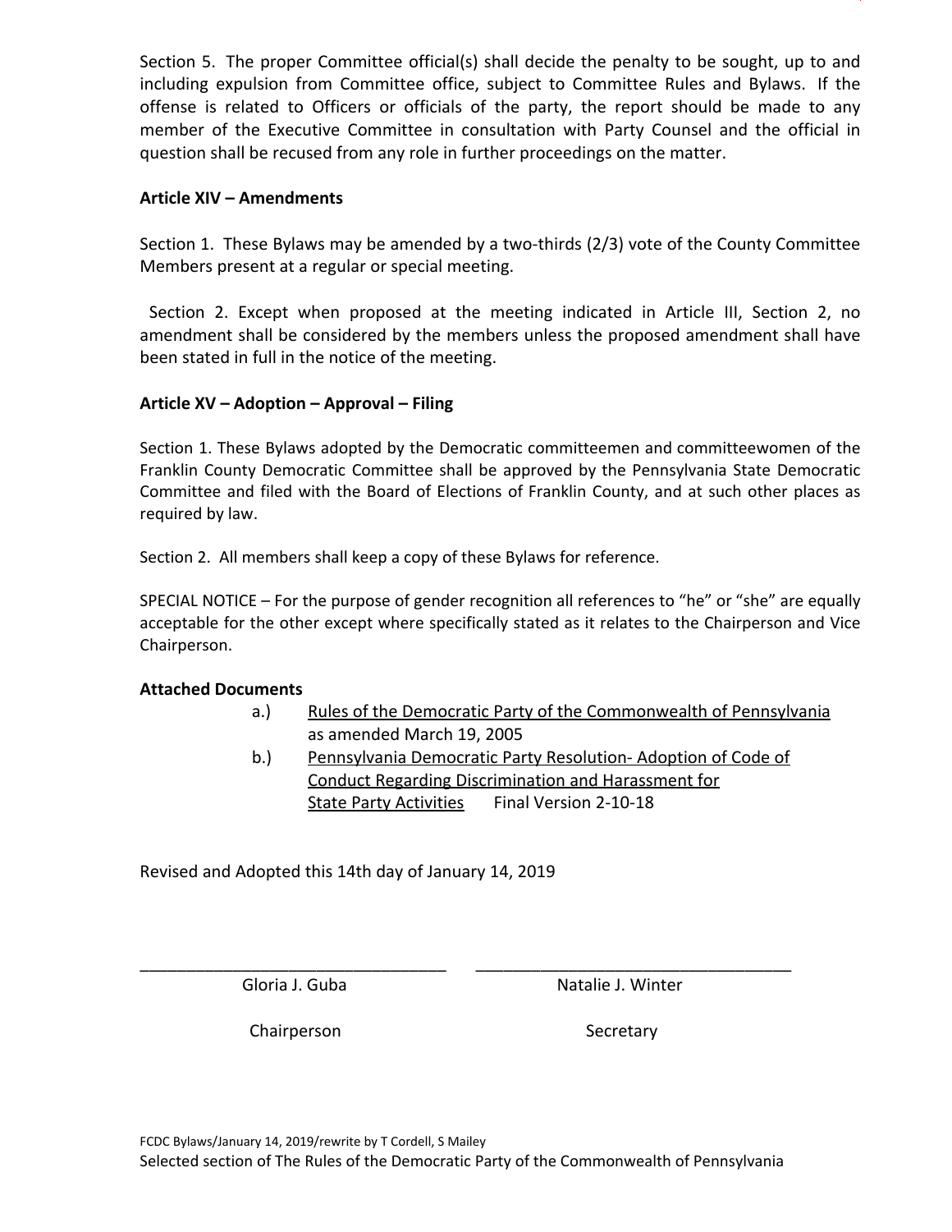Section 5. The proper Committee official(s) shall decide the penalty to be sought, up to and including expulsion from Committee office, subject to Committee Rules and Bylaws. If the offense is related to Officers or officials of the party, the report should be made to any member of the Executive Committee in consultation with Party Counsel and the official in question shall be recused from any role in further proceedings on the matter.

**Article XIV – Amendments**

Section 1. These Bylaws may be amended by a two-thirds (2/3) vote of the County Committee Members present at a regular or special meeting.

Section 2. Except when proposed at the meeting indicated in Article III, Section 2, no amendment shall be considered by the members unless the proposed amendment shall have been stated in full in the notice of the meeting.

**Article XV – Adoption – Approval – Filing**

Section 1. These Bylaws adopted by the Democratic committeemen and committeewomen of the Franklin County Democratic Committee shall be approved by the Pennsylvania State Democratic Committee and filed with the Board of Elections of Franklin County, and at such other places as required by law.

Section 2. All members shall keep a copy of these Bylaws for reference.

SPECIAL NOTICE – For the purpose of gender recognition all references to "he" or "she" are equally acceptable for the other except where specifically stated as it relates to the Chairperson and Vice Chairperson.

**Attached Documents**

a.) Rules of the Democratic Party of the Commonwealth of Pennsylvania as amended March 19, 2005

b.) Pennsylvania Democratic Party Resolution- Adoption of Code of Conduct Regarding Discrimination and Harassment for State Party Activities Final Version 2-10-18

Revised and Adopted this 14th day of January 14, 2019

\_\_\_\_\_\_\_\_\_\_\_\_\_\_\_\_\_\_\_\_\_\_\_\_\_\_\_\_\_\_\_\_\_\_
Gloria J. Guba
Chairperson

\_\_\_\_\_\_\_\_\_\_\_\_\_\_\_\_\_\_\_\_\_\_\_\_\_\_\_\_\_\_\_\_\_\_
Natalie J. Winter
Secretary

FCDC Bylaws/January 14, 2019/rewrite by T Cordell, S Mailey

Selected section of The Rules of the Democratic Party of the Commonwealth of Pennsylvania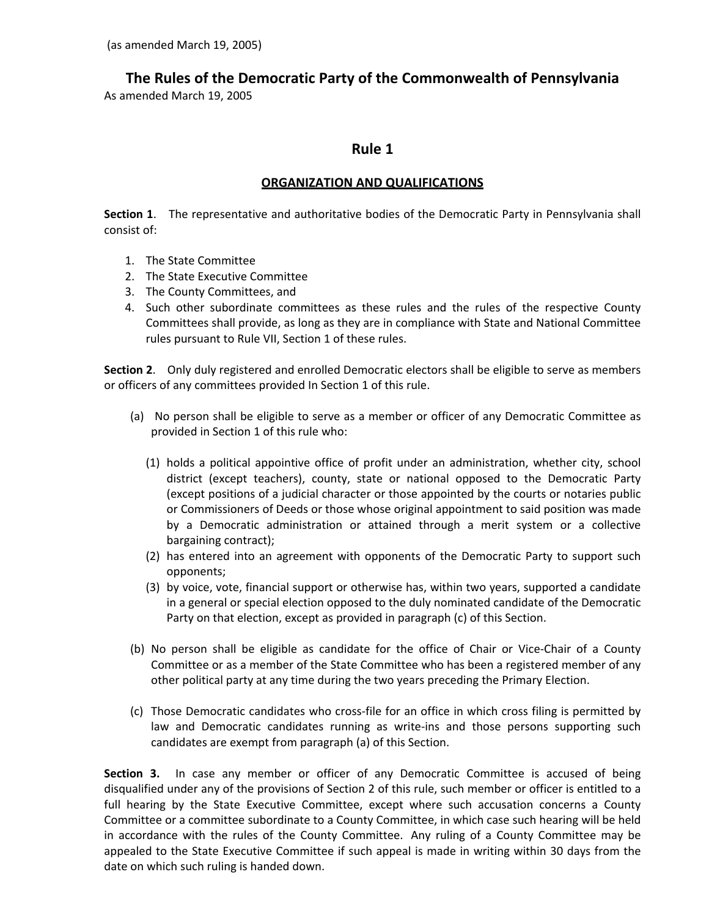(as amended March 19, 2005)

# The Rules of the Democratic Party of the Commonwealth of Pennsylvania

As amended March 19, 2005

## Rule 1

### ORGANIZATION AND QUALIFICATIONS

**Section 1**. The representative and authoritative bodies of the Democratic Party in Pennsylvania shall consist of:

1. The State Committee
2. The State Executive Committee
3. The County Committees, and
4. Such other subordinate committees as these rules and the rules of the respective County Committees shall provide, as long as they are in compliance with State and National Committee rules pursuant to Rule VII, Section 1 of these rules.

**Section 2**. Only duly registered and enrolled Democratic electors shall be eligible to serve as members or officers of any committees provided In Section 1 of this rule.

(a) No person shall be eligible to serve as a member or officer of any Democratic Committee as provided in Section 1 of this rule who:

  (1) holds a political appointive office of profit under an administration, whether city, school district (except teachers), county, state or national opposed to the Democratic Party (except positions of a judicial character or those appointed by the courts or notaries public or Commissioners of Deeds or those whose original appointment to said position was made by a Democratic administration or attained through a merit system or a collective bargaining contract);

  (2) has entered into an agreement with opponents of the Democratic Party to support such opponents;

  (3) by voice, vote, financial support or otherwise has, within two years, supported a candidate in a general or special election opposed to the duly nominated candidate of the Democratic Party on that election, except as provided in paragraph (c) of this Section.

(b) No person shall be eligible as candidate for the office of Chair or Vice-Chair of a County Committee or as a member of the State Committee who has been a registered member of any other political party at any time during the two years preceding the Primary Election.

(c) Those Democratic candidates who cross-file for an office in which cross filing is permitted by law and Democratic candidates running as write-ins and those persons supporting such candidates are exempt from paragraph (a) of this Section.

**Section 3.** In case any member or officer of any Democratic Committee is accused of being disqualified under any of the provisions of Section 2 of this rule, such member or officer is entitled to a full hearing by the State Executive Committee, except where such accusation concerns a County Committee or a committee subordinate to a County Committee, in which case such hearing will be held in accordance with the rules of the County Committee. Any ruling of a County Committee may be appealed to the State Executive Committee if such appeal is made in writing within 30 days from the date on which such ruling is handed down.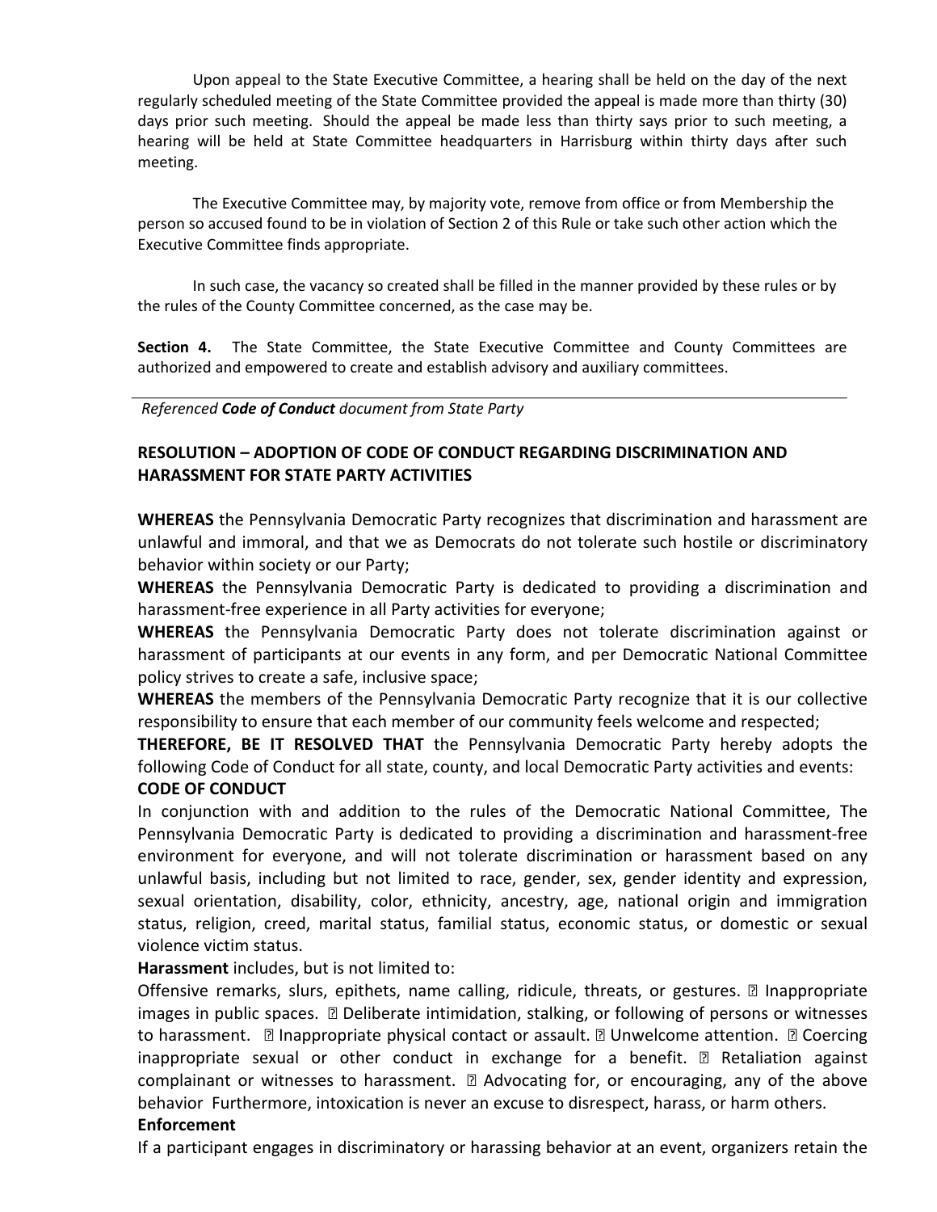Upon appeal to the State Executive Committee, a hearing shall be held on the day of the next regularly scheduled meeting of the State Committee provided the appeal is made more than thirty (30) days prior such meeting. Should the appeal be made less than thirty says prior to such meeting, a hearing will be held at State Committee headquarters in Harrisburg within thirty days after such meeting.

The Executive Committee may, by majority vote, remove from office or from Membership the person so accused found to be in violation of Section 2 of this Rule or take such other action which the Executive Committee finds appropriate.

In such case, the vacancy so created shall be filled in the manner provided by these rules or by the rules of the County Committee concerned, as the case may be.

**Section 4.** The State Committee, the State Executive Committee and County Committees are authorized and empowered to create and establish advisory and auxiliary committees.

---

*Referenced **Code of Conduct** document from State Party*

## RESOLUTION – ADOPTION OF CODE OF CONDUCT REGARDING DISCRIMINATION AND HARASSMENT FOR STATE PARTY ACTIVITIES

**WHEREAS** the Pennsylvania Democratic Party recognizes that discrimination and harassment are unlawful and immoral, and that we as Democrats do not tolerate such hostile or discriminatory behavior within society or our Party;

**WHEREAS** the Pennsylvania Democratic Party is dedicated to providing a discrimination and harassment-free experience in all Party activities for everyone;

**WHEREAS** the Pennsylvania Democratic Party does not tolerate discrimination against or harassment of participants at our events in any form, and per Democratic National Committee policy strives to create a safe, inclusive space;

**WHEREAS** the members of the Pennsylvania Democratic Party recognize that it is our collective responsibility to ensure that each member of our community feels welcome and respected;

**THEREFORE, BE IT RESOLVED THAT** the Pennsylvania Democratic Party hereby adopts the following Code of Conduct for all state, county, and local Democratic Party activities and events:

**CODE OF CONDUCT**

In conjunction with and addition to the rules of the Democratic National Committee, The Pennsylvania Democratic Party is dedicated to providing a discrimination and harassment-free environment for everyone, and will not tolerate discrimination or harassment based on any unlawful basis, including but not limited to race, gender, sex, gender identity and expression, sexual orientation, disability, color, ethnicity, ancestry, age, national origin and immigration status, religion, creed, marital status, familial status, economic status, or domestic or sexual violence victim status.

**Harassment** includes, but is not limited to:

Offensive remarks, slurs, epithets, name calling, ridicule, threats, or gestures. ▯ Inappropriate images in public spaces. ▯ Deliberate intimidation, stalking, or following of persons or witnesses to harassment. ▯ Inappropriate physical contact or assault. ▯ Unwelcome attention. ▯ Coercing inappropriate sexual or other conduct in exchange for a benefit. ▯ Retaliation against complainant or witnesses to harassment. ▯ Advocating for, or encouraging, any of the above behavior Furthermore, intoxication is never an excuse to disrespect, harass, or harm others.

**Enforcement**

If a participant engages in discriminatory or harassing behavior at an event, organizers retain the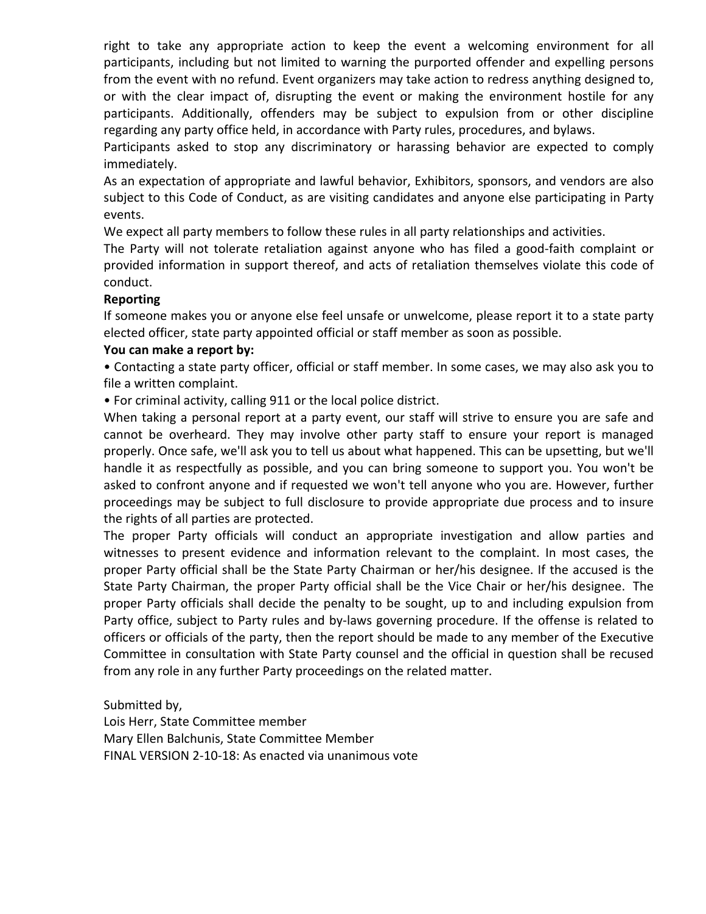right to take any appropriate action to keep the event a welcoming environment for all participants, including but not limited to warning the purported offender and expelling persons from the event with no refund. Event organizers may take action to redress anything designed to, or with the clear impact of, disrupting the event or making the environment hostile for any participants. Additionally, offenders may be subject to expulsion from or other discipline regarding any party office held, in accordance with Party rules, procedures, and bylaws.

Participants asked to stop any discriminatory or harassing behavior are expected to comply immediately.

As an expectation of appropriate and lawful behavior, Exhibitors, sponsors, and vendors are also subject to this Code of Conduct, as are visiting candidates and anyone else participating in Party events.

We expect all party members to follow these rules in all party relationships and activities.

The Party will not tolerate retaliation against anyone who has filed a good-faith complaint or provided information in support thereof, and acts of retaliation themselves violate this code of conduct.

**Reporting**

If someone makes you or anyone else feel unsafe or unwelcome, please report it to a state party elected officer, state party appointed official or staff member as soon as possible.

**You can make a report by:**

- Contacting a state party officer, official or staff member. In some cases, we may also ask you to file a written complaint.
- For criminal activity, calling 911 or the local police district.

When taking a personal report at a party event, our staff will strive to ensure you are safe and cannot be overheard. They may involve other party staff to ensure your report is managed properly. Once safe, we'll ask you to tell us about what happened. This can be upsetting, but we'll handle it as respectfully as possible, and you can bring someone to support you. You won't be asked to confront anyone and if requested we won't tell anyone who you are. However, further proceedings may be subject to full disclosure to provide appropriate due process and to insure the rights of all parties are protected.

The proper Party officials will conduct an appropriate investigation and allow parties and witnesses to present evidence and information relevant to the complaint. In most cases, the proper Party official shall be the State Party Chairman or her/his designee. If the accused is the State Party Chairman, the proper Party official shall be the Vice Chair or her/his designee. The proper Party officials shall decide the penalty to be sought, up to and including expulsion from Party office, subject to Party rules and by-laws governing procedure. If the offense is related to officers or officials of the party, then the report should be made to any member of the Executive Committee in consultation with State Party counsel and the official in question shall be recused from any role in any further Party proceedings on the related matter.

Submitted by,  
Lois Herr, State Committee member  
Mary Ellen Balchunis, State Committee Member  
FINAL VERSION 2-10-18: As enacted via unanimous vote